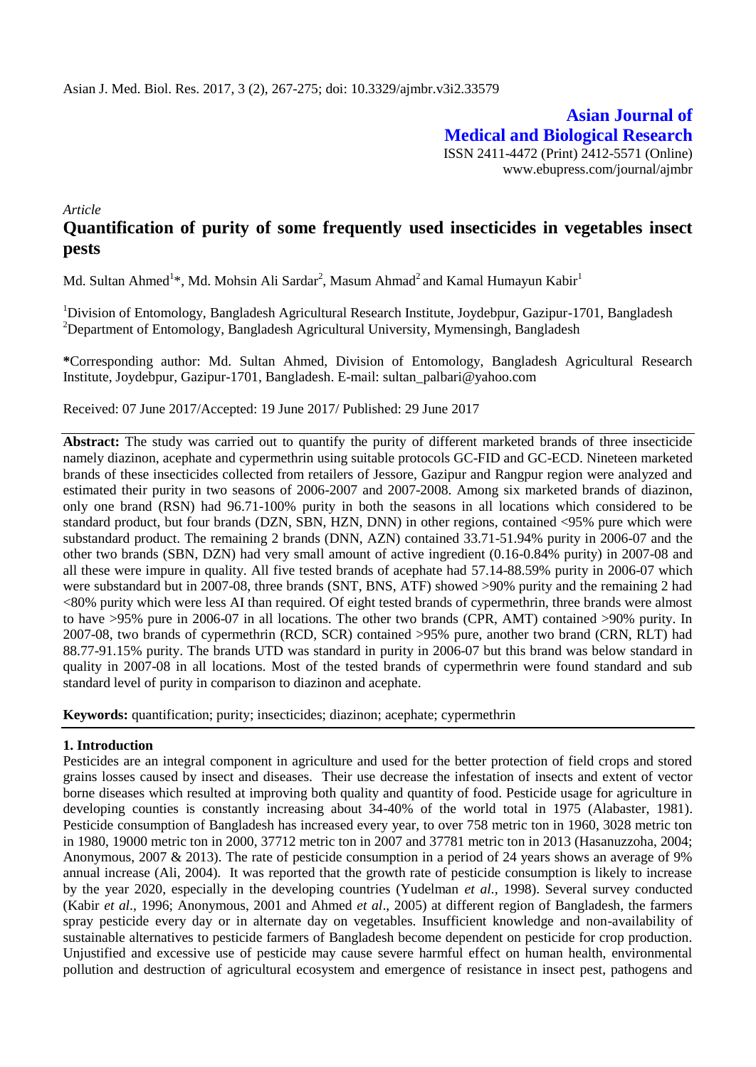# Asian Journal of Medical and Biological Research

ISSN 2411-4472 (Print) 2412-5571 (Online)
www.ebupress.com/journal/ajmbr

*Article*

## Quantification of purity of some frequently used insecticides in vegetables insect pests

Md. Sultan Ahmed[1]*, Md. Mohsin Ali Sardar[2], Masum Ahmad[2] and Kamal Humayun Kabir[1]

[1]Division of Entomology, Bangladesh Agricultural Research Institute, Joydebpur, Gazipur-1701, Bangladesh
[2]Department of Entomology, Bangladesh Agricultural University, Mymensingh, Bangladesh

**\***Corresponding author: Md. Sultan Ahmed, Division of Entomology, Bangladesh Agricultural Research Institute, Joydebpur, Gazipur-1701, Bangladesh. E-mail: sultan_palbari@yahoo.com

Received: 07 June 2017/Accepted: 19 June 2017/ Published: 29 June 2017

**Abstract:** The study was carried out to quantify the purity of different marketed brands of three insecticide namely diazinon, acephate and cypermethrin using suitable protocols GC-FID and GC-ECD. Nineteen marketed brands of these insecticides collected from retailers of Jessore, Gazipur and Rangpur region were analyzed and estimated their purity in two seasons of 2006-2007 and 2007-2008. Among six marketed brands of diazinon, only one brand (RSN) had 96.71-100% purity in both the seasons in all locations which considered to be standard product, but four brands (DZN, SBN, HZN, DNN) in other regions, contained <95% pure which were substandard product. The remaining 2 brands (DNN, AZN) contained 33.71-51.94% purity in 2006-07 and the other two brands (SBN, DZN) had very small amount of active ingredient (0.16-0.84% purity) in 2007-08 and all these were impure in quality. All five tested brands of acephate had 57.14-88.59% purity in 2006-07 which were substandard but in 2007-08, three brands (SNT, BNS, ATF) showed >90% purity and the remaining 2 had <80% purity which were less AI than required. Of eight tested brands of cypermethrin, three brands were almost to have >95% pure in 2006-07 in all locations. The other two brands (CPR, AMT) contained >90% purity. In 2007-08, two brands of cypermethrin (RCD, SCR) contained >95% pure, another two brand (CRN, RLT) had 88.77-91.15% purity. The brands UTD was standard in purity in 2006-07 but this brand was below standard in quality in 2007-08 in all locations. Most of the tested brands of cypermethrin were found standard and sub standard level of purity in comparison to diazinon and acephate.

**Keywords:** quantification; purity; insecticides; diazinon; acephate; cypermethrin

### 1. Introduction

Pesticides are an integral component in agriculture and used for the better protection of field crops and stored grains losses caused by insect and diseases. Their use decrease the infestation of insects and extent of vector borne diseases which resulted at improving both quality and quantity of food. Pesticide usage for agriculture in developing counties is constantly increasing about 34-40% of the world total in 1975 (Alabaster, 1981). Pesticide consumption of Bangladesh has increased every year, to over 758 metric ton in 1960, 3028 metric ton in 1980, 19000 metric ton in 2000, 37712 metric ton in 2007 and 37781 metric ton in 2013 (Hasanuzzoha, 2004; Anonymous, 2007 & 2013). The rate of pesticide consumption in a period of 24 years shows an average of 9% annual increase (Ali, 2004). It was reported that the growth rate of pesticide consumption is likely to increase by the year 2020, especially in the developing countries (Yudelman *et al.*, 1998). Several survey conducted (Kabir *et al*., 1996; Anonymous, 2001 and Ahmed *et al*., 2005) at different region of Bangladesh, the farmers spray pesticide every day or in alternate day on vegetables. Insufficient knowledge and non-availability of sustainable alternatives to pesticide farmers of Bangladesh become dependent on pesticide for crop production. Unjustified and excessive use of pesticide may cause severe harmful effect on human health, environmental pollution and destruction of agricultural ecosystem and emergence of resistance in insect pest, pathogens and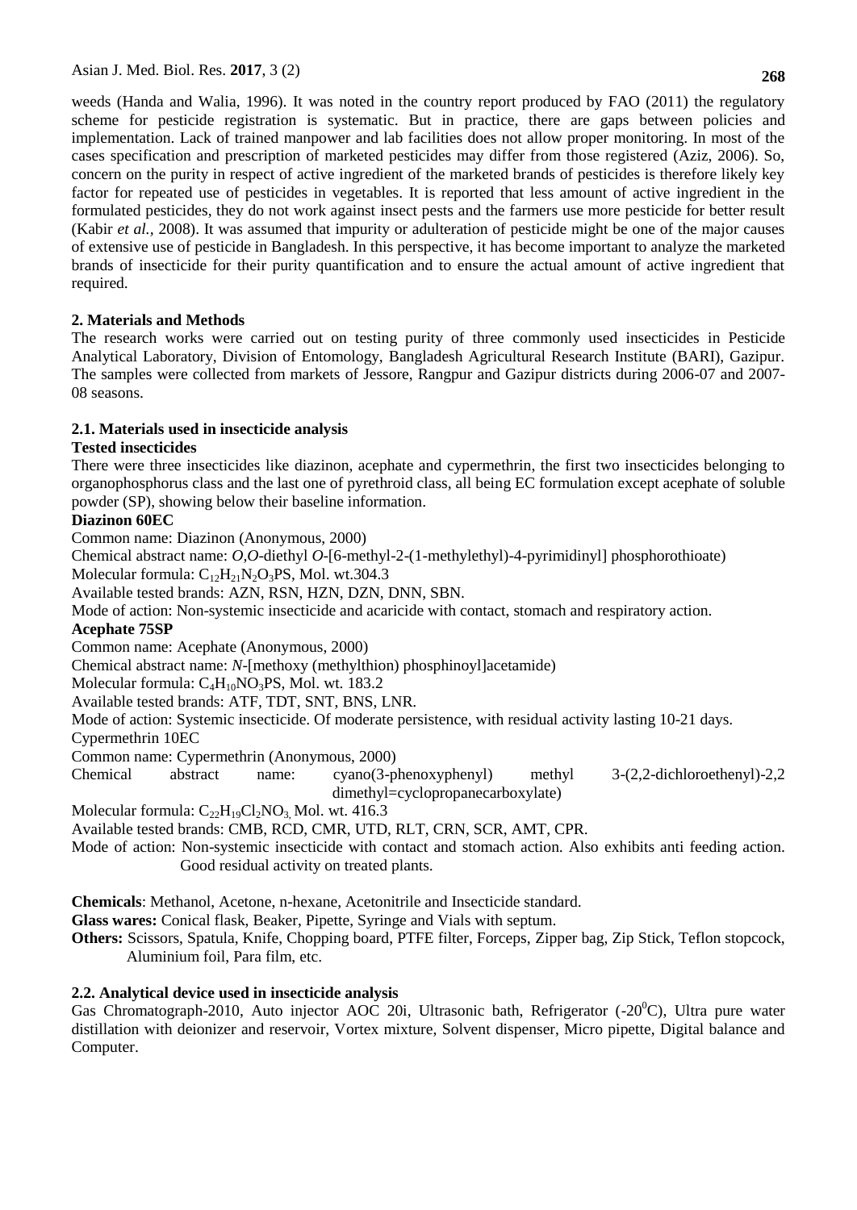weeds (Handa and Walia, 1996). It was noted in the country report produced by FAO (2011) the regulatory scheme for pesticide registration is systematic. But in practice, there are gaps between policies and implementation. Lack of trained manpower and lab facilities does not allow proper monitoring. In most of the cases specification and prescription of marketed pesticides may differ from those registered (Aziz, 2006). So, concern on the purity in respect of active ingredient of the marketed brands of pesticides is therefore likely key factor for repeated use of pesticides in vegetables. It is reported that less amount of active ingredient in the formulated pesticides, they do not work against insect pests and the farmers use more pesticide for better result (Kabir *et al.*, 2008). It was assumed that impurity or adulteration of pesticide might be one of the major causes of extensive use of pesticide in Bangladesh. In this perspective, it has become important to analyze the marketed brands of insecticide for their purity quantification and to ensure the actual amount of active ingredient that required.

## 2. Materials and Methods

The research works were carried out on testing purity of three commonly used insecticides in Pesticide Analytical Laboratory, Division of Entomology, Bangladesh Agricultural Research Institute (BARI), Gazipur. The samples were collected from markets of Jessore, Rangpur and Gazipur districts during 2006-07 and 2007-08 seasons.

### 2.1. Materials used in insecticide analysis

**Tested insecticides**

There were three insecticides like diazinon, acephate and cypermethrin, the first two insecticides belonging to organophosphorus class and the last one of pyrethroid class, all being EC formulation except acephate of soluble powder (SP), showing below their baseline information.

**Diazinon 60EC**

Common name: Diazinon (Anonymous, 2000)

Chemical abstract name: *O,O*-diethyl *O*-[6-methyl-2-(1-methylethyl)-4-pyrimidinyl] phosphorothioate)

Molecular formula: $C_{12}H_{21}N_2O_3PS$, Mol. wt.304.3

Available tested brands: AZN, RSN, HZN, DZN, DNN, SBN.

Mode of action: Non-systemic insecticide and acaricide with contact, stomach and respiratory action.

**Acephate 75SP**

Common name: Acephate (Anonymous, 2000)

Chemical abstract name: *N*-[methoxy (methylthion) phosphinoyl]acetamide)

Molecular formula: $C_4H_{10}NO_3PS$, Mol. wt. 183.2

Available tested brands: ATF, TDT, SNT, BNS, LNR.

Mode of action: Systemic insecticide. Of moderate persistence, with residual activity lasting 10-21 days.

Cypermethrin 10EC

Common name: Cypermethrin (Anonymous, 2000)

Chemical abstract name: cyano(3-phenoxyphenyl) methyl 3-(2,2-dichloroethenyl)-2,2 dimethyl=cyclopropanecarboxylate)

Molecular formula: $C_{22}H_{19}Cl_2NO_3$, Mol. wt. 416.3

Available tested brands: CMB, RCD, CMR, UTD, RLT, CRN, SCR, AMT, CPR.

Mode of action: Non-systemic insecticide with contact and stomach action. Also exhibits anti feeding action. Good residual activity on treated plants.

**Chemicals**: Methanol, Acetone, n-hexane, Acetonitrile and Insecticide standard.

**Glass wares:** Conical flask, Beaker, Pipette, Syringe and Vials with septum.

**Others:** Scissors, Spatula, Knife, Chopping board, PTFE filter, Forceps, Zipper bag, Zip Stick, Teflon stopcock, Aluminium foil, Para film, etc.

### 2.2. Analytical device used in insecticide analysis

Gas Chromatograph-2010, Auto injector AOC 20i, Ultrasonic bath, Refrigerator (-20$^0$C), Ultra pure water distillation with deionizer and reservoir, Vortex mixture, Solvent dispenser, Micro pipette, Digital balance and Computer.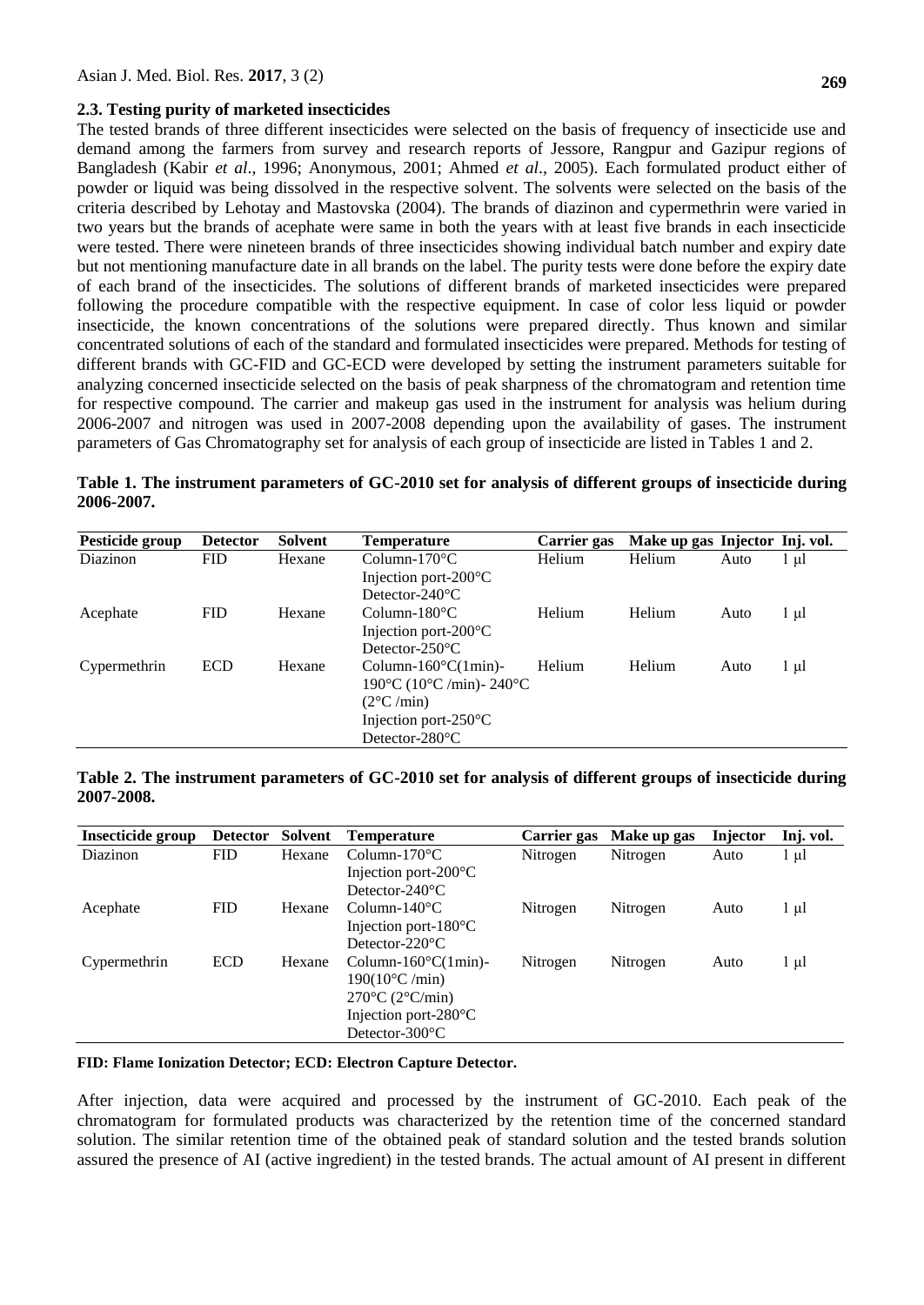### 2.3. Testing purity of marketed insecticides

The tested brands of three different insecticides were selected on the basis of frequency of insecticide use and demand among the farmers from survey and research reports of Jessore, Rangpur and Gazipur regions of Bangladesh (Kabir *et al*., 1996; Anonymous, 2001; Ahmed *et al*., 2005). Each formulated product either of powder or liquid was being dissolved in the respective solvent. The solvents were selected on the basis of the criteria described by Lehotay and Mastovska (2004). The brands of diazinon and cypermethrin were varied in two years but the brands of acephate were same in both the years with at least five brands in each insecticide were tested. There were nineteen brands of three insecticides showing individual batch number and expiry date but not mentioning manufacture date in all brands on the label. The purity tests were done before the expiry date of each brand of the insecticides. The solutions of different brands of marketed insecticides were prepared following the procedure compatible with the respective equipment. In case of color less liquid or powder insecticide, the known concentrations of the solutions were prepared directly. Thus known and similar concentrated solutions of each of the standard and formulated insecticides were prepared. Methods for testing of different brands with GC-FID and GC-ECD were developed by setting the instrument parameters suitable for analyzing concerned insecticide selected on the basis of peak sharpness of the chromatogram and retention time for respective compound. The carrier and makeup gas used in the instrument for analysis was helium during 2006-2007 and nitrogen was used in 2007-2008 depending upon the availability of gases. The instrument parameters of Gas Chromatography set for analysis of each group of insecticide are listed in Tables 1 and 2.

**Table 1. The instrument parameters of GC-2010 set for analysis of different groups of insecticide during 2006-2007.**

| Pesticide group | Detector | Solvent | Temperature | Carrier gas | Make up gas | Injector | Inj. vol. |
|---|---|---|---|---|---|---|---|
| Diazinon | FID | Hexane | Column-170°C<br>Injection port-200°C<br>Detector-240°C | Helium | Helium | Auto | 1 μl |
| Acephate | FID | Hexane | Column-180°C<br>Injection port-200°C<br>Detector-250°C | Helium | Helium | Auto | 1 μl |
| Cypermethrin | ECD | Hexane | Column-160°C(1min)-<br>190°C (10°C /min)- 240°C<br>(2°C /min)<br>Injection port-250°C<br>Detector-280°C | Helium | Helium | Auto | 1 μl |

**Table 2. The instrument parameters of GC-2010 set for analysis of different groups of insecticide during 2007-2008.**

| Insecticide group | Detector | Solvent | Temperature | Carrier gas | Make up gas | Injector | Inj. vol. |
|---|---|---|---|---|---|---|---|
| Diazinon | FID | Hexane | Column-170°C<br>Injection port-200°C<br>Detector-240°C | Nitrogen | Nitrogen | Auto | 1 μl |
| Acephate | FID | Hexane | Column-140°C<br>Injection port-180°C<br>Detector-220°C | Nitrogen | Nitrogen | Auto | 1 μl |
| Cypermethrin | ECD | Hexane | Column-160°C(1min)-<br>190(10°C /min)<br>270°C (2°C/min)<br>Injection port-280°C<br>Detector-300°C | Nitrogen | Nitrogen | Auto | 1 μl |

**FID: Flame Ionization Detector; ECD: Electron Capture Detector.**

After injection, data were acquired and processed by the instrument of GC-2010. Each peak of the chromatogram for formulated products was characterized by the retention time of the concerned standard solution. The similar retention time of the obtained peak of standard solution and the tested brands solution assured the presence of AI (active ingredient) in the tested brands. The actual amount of AI present in different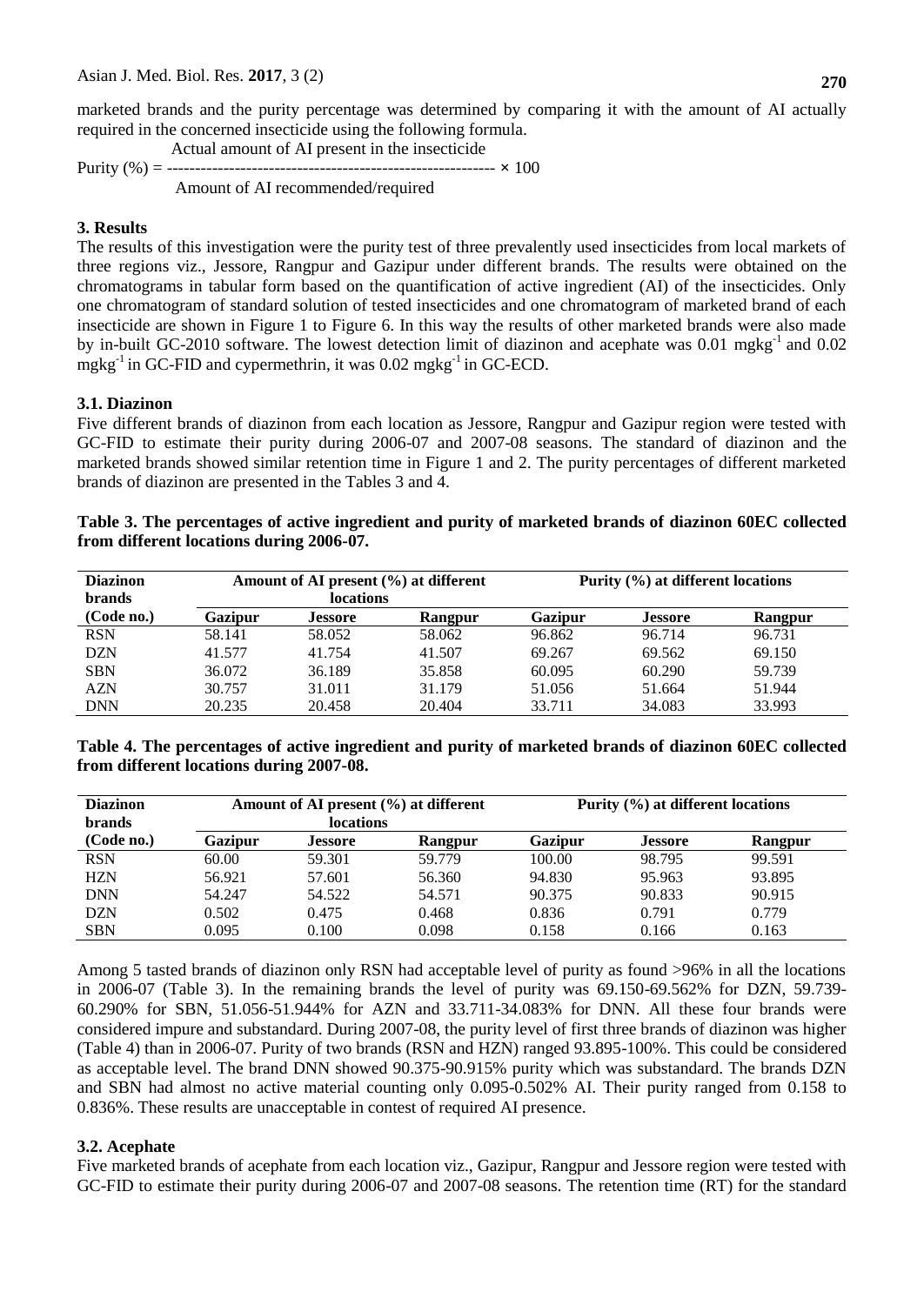marketed brands and the purity percentage was determined by comparing it with the amount of AI actually required in the concerned insecticide using the following formula.

$$\text{Purity (\%)} = \frac{\text{Actual amount of AI present in the insecticide}}{\text{Amount of AI recommended/required}} \times 100$$

## 3. Results

The results of this investigation were the purity test of three prevalently used insecticides from local markets of three regions viz., Jessore, Rangpur and Gazipur under different brands. The results were obtained on the chromatograms in tabular form based on the quantification of active ingredient (AI) of the insecticides. Only one chromatogram of standard solution of tested insecticides and one chromatogram of marketed brand of each insecticide are shown in Figure 1 to Figure 6. In this way the results of other marketed brands were also made by in-built GC-2010 software. The lowest detection limit of diazinon and acephate was 0.01 $mgkg^{-1}$ and 0.02 $mgkg^{-1}$ in GC-FID and cypermethrin, it was 0.02 $mgkg^{-1}$ in GC-ECD.

### 3.1. Diazinon

Five different brands of diazinon from each location as Jessore, Rangpur and Gazipur region were tested with GC-FID to estimate their purity during 2006-07 and 2007-08 seasons. The standard of diazinon and the marketed brands showed similar retention time in Figure 1 and 2. The purity percentages of different marketed brands of diazinon are presented in the Tables 3 and 4.

**Table 3. The percentages of active ingredient and purity of marketed brands of diazinon 60EC collected from different locations during 2006-07.**

| Diazinon brands | Amount of AI present (%) at different locations | | | Purity (%) at different locations | | |
|---|---|---|---|---|---|---|
| (Code no.) | Gazipur | Jessore | Rangpur | Gazipur | Jessore | Rangpur |
| RSN | 58.141 | 58.052 | 58.062 | 96.862 | 96.714 | 96.731 |
| DZN | 41.577 | 41.754 | 41.507 | 69.267 | 69.562 | 69.150 |
| SBN | 36.072 | 36.189 | 35.858 | 60.095 | 60.290 | 59.739 |
| AZN | 30.757 | 31.011 | 31.179 | 51.056 | 51.664 | 51.944 |
| DNN | 20.235 | 20.458 | 20.404 | 33.711 | 34.083 | 33.993 |

**Table 4. The percentages of active ingredient and purity of marketed brands of diazinon 60EC collected from different locations during 2007-08.**

| Diazinon brands | Amount of AI present (%) at different locations | | | Purity (%) at different locations | | |
|---|---|---|---|---|---|---|
| (Code no.) | Gazipur | Jessore | Rangpur | Gazipur | Jessore | Rangpur |
| RSN | 60.00 | 59.301 | 59.779 | 100.00 | 98.795 | 99.591 |
| HZN | 56.921 | 57.601 | 56.360 | 94.830 | 95.963 | 93.895 |
| DNN | 54.247 | 54.522 | 54.571 | 90.375 | 90.833 | 90.915 |
| DZN | 0.502 | 0.475 | 0.468 | 0.836 | 0.791 | 0.779 |
| SBN | 0.095 | 0.100 | 0.098 | 0.158 | 0.166 | 0.163 |

Among 5 tasted brands of diazinon only RSN had acceptable level of purity as found >96% in all the locations in 2006-07 (Table 3). In the remaining brands the level of purity was 69.150-69.562% for DZN, 59.739-60.290% for SBN, 51.056-51.944% for AZN and 33.711-34.083% for DNN. All these four brands were considered impure and substandard. During 2007-08, the purity level of first three brands of diazinon was higher (Table 4) than in 2006-07. Purity of two brands (RSN and HZN) ranged 93.895-100%. This could be considered as acceptable level. The brand DNN showed 90.375-90.915% purity which was substandard. The brands DZN and SBN had almost no active material counting only 0.095-0.502% AI. Their purity ranged from 0.158 to 0.836%. These results are unacceptable in contest of required AI presence.

### 3.2. Acephate

Five marketed brands of acephate from each location viz., Gazipur, Rangpur and Jessore region were tested with GC-FID to estimate their purity during 2006-07 and 2007-08 seasons. The retention time (RT) for the standard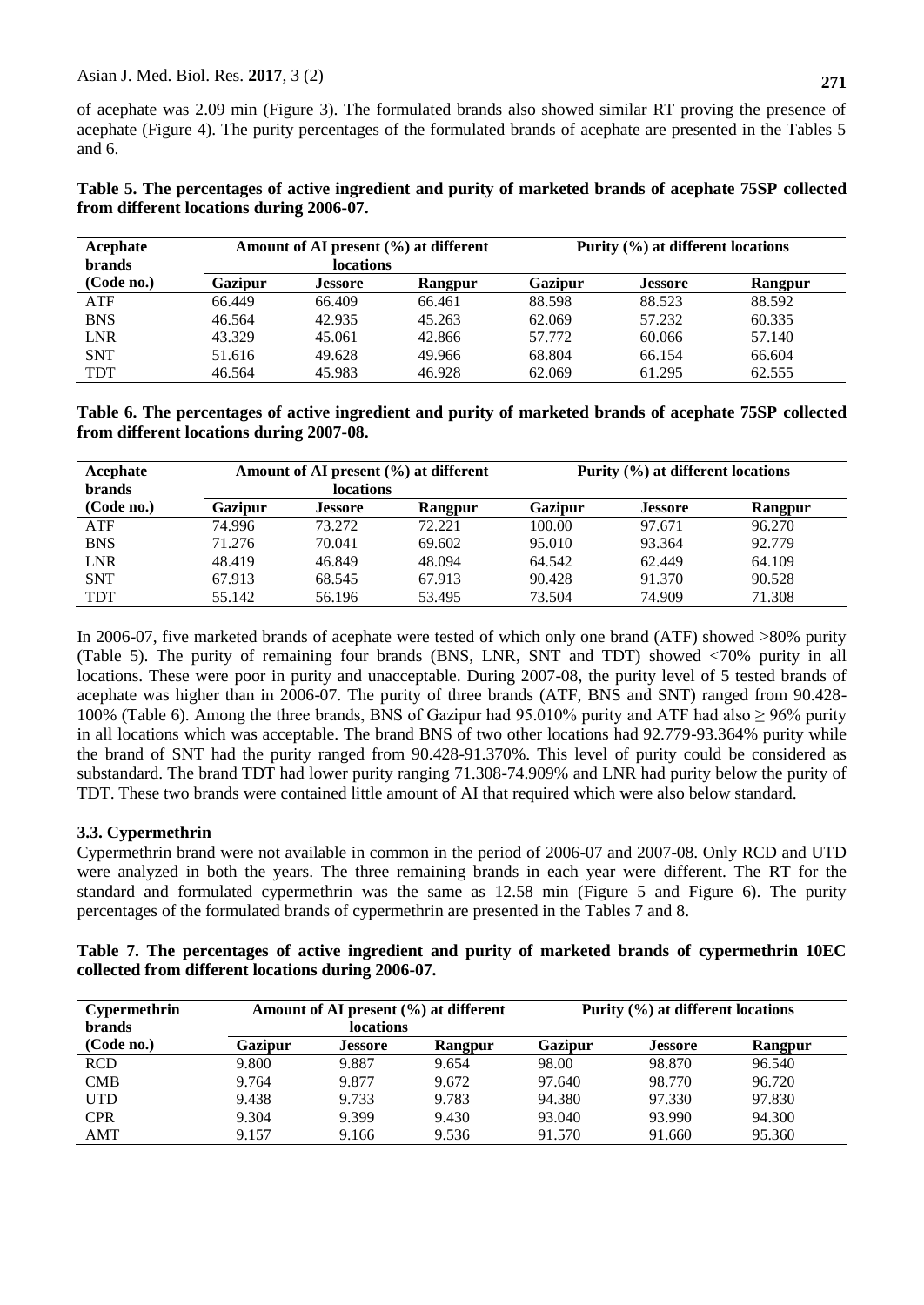of acephate was 2.09 min (Figure 3). The formulated brands also showed similar RT proving the presence of acephate (Figure 4). The purity percentages of the formulated brands of acephate are presented in the Tables 5 and 6.

**Table 5. The percentages of active ingredient and purity of marketed brands of acephate 75SP collected from different locations during 2006-07.**

| Acephate brands | Amount of AI present (%) at different locations | | | Purity (%) at different locations | | |
|---|---|---|---|---|---|---|
| (Code no.) | Gazipur | Jessore | Rangpur | Gazipur | Jessore | Rangpur |
| ATF | 66.449 | 66.409 | 66.461 | 88.598 | 88.523 | 88.592 |
| BNS | 46.564 | 42.935 | 45.263 | 62.069 | 57.232 | 60.335 |
| LNR | 43.329 | 45.061 | 42.866 | 57.772 | 60.066 | 57.140 |
| SNT | 51.616 | 49.628 | 49.966 | 68.804 | 66.154 | 66.604 |
| TDT | 46.564 | 45.983 | 46.928 | 62.069 | 61.295 | 62.555 |

**Table 6. The percentages of active ingredient and purity of marketed brands of acephate 75SP collected from different locations during 2007-08.**

| Acephate brands | Amount of AI present (%) at different locations | | | Purity (%) at different locations | | |
|---|---|---|---|---|---|---|
| (Code no.) | Gazipur | Jessore | Rangpur | Gazipur | Jessore | Rangpur |
| ATF | 74.996 | 73.272 | 72.221 | 100.00 | 97.671 | 96.270 |
| BNS | 71.276 | 70.041 | 69.602 | 95.010 | 93.364 | 92.779 |
| LNR | 48.419 | 46.849 | 48.094 | 64.542 | 62.449 | 64.109 |
| SNT | 67.913 | 68.545 | 67.913 | 90.428 | 91.370 | 90.528 |
| TDT | 55.142 | 56.196 | 53.495 | 73.504 | 74.909 | 71.308 |

In 2006-07, five marketed brands of acephate were tested of which only one brand (ATF) showed >80% purity (Table 5). The purity of remaining four brands (BNS, LNR, SNT and TDT) showed <70% purity in all locations. These were poor in purity and unacceptable. During 2007-08, the purity level of 5 tested brands of acephate was higher than in 2006-07. The purity of three brands (ATF, BNS and SNT) ranged from 90.428-100% (Table 6). Among the three brands, BNS of Gazipur had 95.010% purity and ATF had also ≥ 96% purity in all locations which was acceptable. The brand BNS of two other locations had 92.779-93.364% purity while the brand of SNT had the purity ranged from 90.428-91.370%. This level of purity could be considered as substandard. The brand TDT had lower purity ranging 71.308-74.909% and LNR had purity below the purity of TDT. These two brands were contained little amount of AI that required which were also below standard.

### 3.3. Cypermethrin

Cypermethrin brand were not available in common in the period of 2006-07 and 2007-08. Only RCD and UTD were analyzed in both the years. The three remaining brands in each year were different. The RT for the standard and formulated cypermethrin was the same as 12.58 min (Figure 5 and Figure 6). The purity percentages of the formulated brands of cypermethrin are presented in the Tables 7 and 8.

**Table 7. The percentages of active ingredient and purity of marketed brands of cypermethrin 10EC collected from different locations during 2006-07.**

| Cypermethrin brands | Amount of AI present (%) at different locations | | | Purity (%) at different locations | | |
|---|---|---|---|---|---|---|
| (Code no.) | Gazipur | Jessore | Rangpur | Gazipur | Jessore | Rangpur |
| RCD | 9.800 | 9.887 | 9.654 | 98.00 | 98.870 | 96.540 |
| CMB | 9.764 | 9.877 | 9.672 | 97.640 | 98.770 | 96.720 |
| UTD | 9.438 | 9.733 | 9.783 | 94.380 | 97.330 | 97.830 |
| CPR | 9.304 | 9.399 | 9.430 | 93.040 | 93.990 | 94.300 |
| AMT | 9.157 | 9.166 | 9.536 | 91.570 | 91.660 | 95.360 |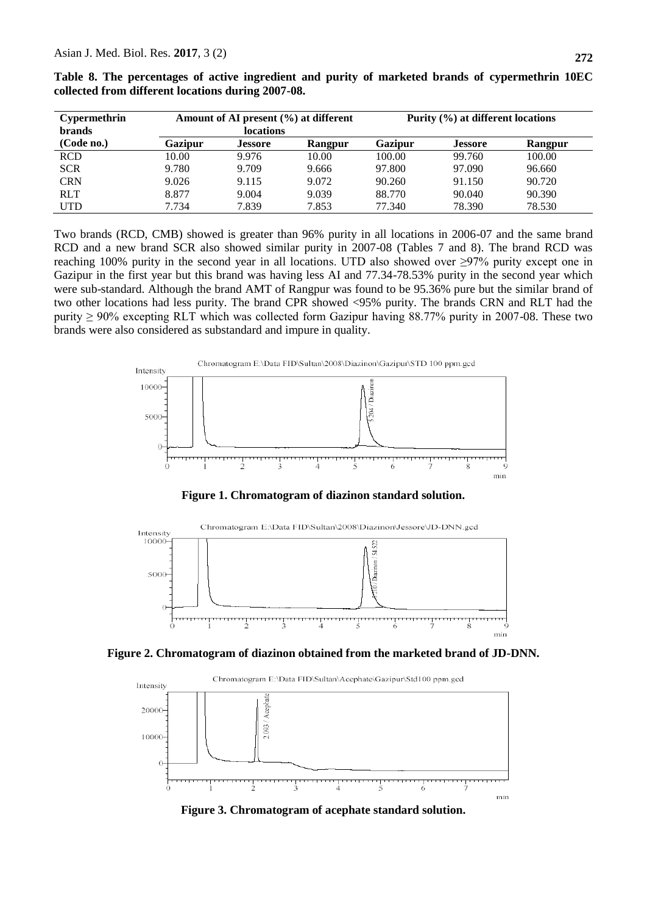**Table 8. The percentages of active ingredient and purity of marketed brands of cypermethrin 10EC collected from different locations during 2007-08.**

| Cypermethrin brands (Code no.) | Amount of AI present (%) at different locations | | | Purity (%) at different locations | | |
|---|---|---|---|---|---|---|
| | Gazipur | Jessore | Rangpur | Gazipur | Jessore | Rangpur |
| RCD | 10.00 | 9.976 | 10.00 | 100.00 | 99.760 | 100.00 |
| SCR | 9.780 | 9.709 | 9.666 | 97.800 | 97.090 | 96.660 |
| CRN | 9.026 | 9.115 | 9.072 | 90.260 | 91.150 | 90.720 |
| RLT | 8.877 | 9.004 | 9.039 | 88.770 | 90.040 | 90.390 |
| UTD | 7.734 | 7.839 | 7.853 | 77.340 | 78.390 | 78.530 |

Two brands (RCD, CMB) showed is greater than 96% purity in all locations in 2006-07 and the same brand RCD and a new brand SCR also showed similar purity in 2007-08 (Tables 7 and 8). The brand RCD was reaching 100% purity in the second year in all locations. UTD also showed over ≥97% purity except one in Gazipur in the first year but this brand was having less AI and 77.34-78.53% purity in the second year which were sub-standard. Although the brand AMT of Rangpur was found to be 95.36% pure but the similar brand of two other locations had less purity. The brand CPR showed <95% purity. The brands CRN and RLT had the purity ≥ 90% excepting RLT which was collected form Gazipur having 88.77% purity in 2007-08. These two brands were also considered as substandard and impure in quality.

**Figure 1. Chromatogram of diazinon standard solution.**

**Figure 2. Chromatogram of diazinon obtained from the marketed brand of JD-DNN.**

**Figure 3. Chromatogram of acephate standard solution.**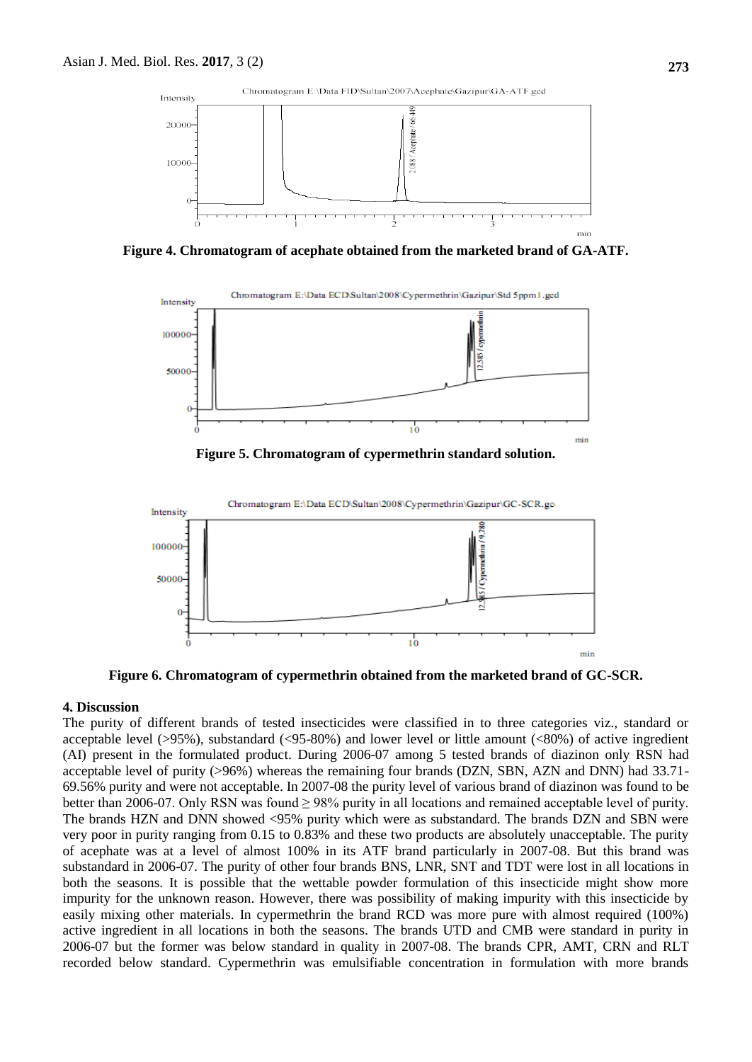Figure 4. Chromatogram of acephate obtained from the marketed brand of GA-ATF.

Figure 5. Chromatogram of cypermethrin standard solution.

Figure 6. Chromatogram of cypermethrin obtained from the marketed brand of GC-SCR.

## 4. Discussion

The purity of different brands of tested insecticides were classified in to three categories viz., standard or acceptable level (>95%), substandard (<95-80%) and lower level or little amount (<80%) of active ingredient (AI) present in the formulated product. During 2006-07 among 5 tested brands of diazinon only RSN had acceptable level of purity (>96%) whereas the remaining four brands (DZN, SBN, AZN and DNN) had 33.71-69.56% purity and were not acceptable. In 2007-08 the purity level of various brand of diazinon was found to be better than 2006-07. Only RSN was found ≥ 98% purity in all locations and remained acceptable level of purity. The brands HZN and DNN showed <95% purity which were as substandard. The brands DZN and SBN were very poor in purity ranging from 0.15 to 0.83% and these two products are absolutely unacceptable. The purity of acephate was at a level of almost 100% in its ATF brand particularly in 2007-08. But this brand was substandard in 2006-07. The purity of other four brands BNS, LNR, SNT and TDT were lost in all locations in both the seasons. It is possible that the wettable powder formulation of this insecticide might show more impurity for the unknown reason. However, there was possibility of making impurity with this insecticide by easily mixing other materials. In cypermethrin the brand RCD was more pure with almost required (100%) active ingredient in all locations in both the seasons. The brands UTD and CMB were standard in purity in 2006-07 but the former was below standard in quality in 2007-08. The brands CPR, AMT, CRN and RLT recorded below standard. Cypermethrin was emulsifiable concentration in formulation with more brands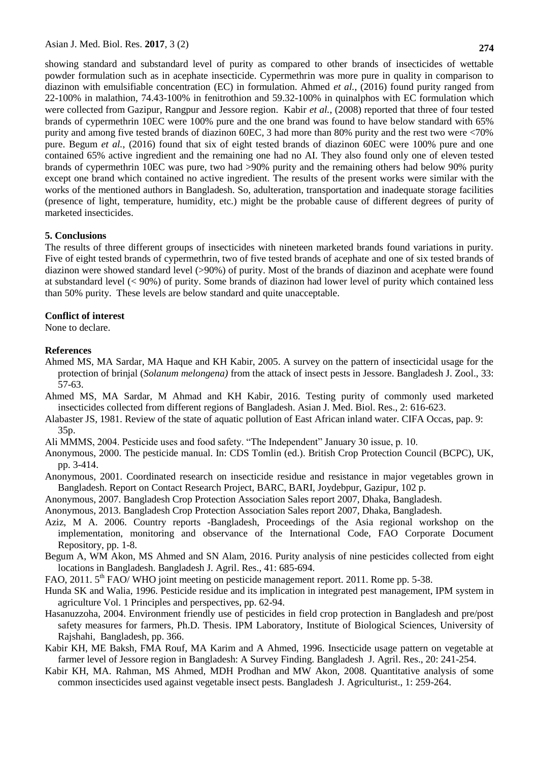showing standard and substandard level of purity as compared to other brands of insecticides of wettable powder formulation such as in acephate insecticide. Cypermethrin was more pure in quality in comparison to diazinon with emulsifiable concentration (EC) in formulation. Ahmed *et al.*, (2016) found purity ranged from 22-100% in malathion, 74.43-100% in fenitrothion and 59.32-100% in quinalphos with EC formulation which were collected from Gazipur, Rangpur and Jessore region. Kabir *et al.*, (2008) reported that three of four tested brands of cypermethrin 10EC were 100% pure and the one brand was found to have below standard with 65% purity and among five tested brands of diazinon 60EC, 3 had more than 80% purity and the rest two were <70% pure. Begum *et al.*, (2016) found that six of eight tested brands of diazinon 60EC were 100% pure and one contained 65% active ingredient and the remaining one had no AI. They also found only one of eleven tested brands of cypermethrin 10EC was pure, two had >90% purity and the remaining others had below 90% purity except one brand which contained no active ingredient. The results of the present works were similar with the works of the mentioned authors in Bangladesh. So, adulteration, transportation and inadequate storage facilities (presence of light, temperature, humidity, etc.) might be the probable cause of different degrees of purity of marketed insecticides.

## 5. Conclusions

The results of three different groups of insecticides with nineteen marketed brands found variations in purity. Five of eight tested brands of cypermethrin, two of five tested brands of acephate and one of six tested brands of diazinon were showed standard level (>90%) of purity. Most of the brands of diazinon and acephate were found at substandard level (< 90%) of purity. Some brands of diazinon had lower level of purity which contained less than 50% purity. These levels are below standard and quite unacceptable.

## Conflict of interest

None to declare.

## References

Ahmed MS, MA Sardar, MA Haque and KH Kabir, 2005. A survey on the pattern of insecticidal usage for the protection of brinjal (*Solanum melongena)* from the attack of insect pests in Jessore. Bangladesh J. Zool., 33: 57-63.

Ahmed MS, MA Sardar, M Ahmad and KH Kabir, 2016. Testing purity of commonly used marketed insecticides collected from different regions of Bangladesh. Asian J. Med. Biol. Res., 2: 616-623.

Alabaster JS, 1981. Review of the state of aquatic pollution of East African inland water. CIFA Occas, pap. 9: 35p.

Ali MMMS, 2004. Pesticide uses and food safety. "The Independent" January 30 issue, p. 10.

Anonymous, 2000. The pesticide manual. In: CDS Tomlin (ed.). British Crop Protection Council (BCPC), UK, pp. 3-414.

Anonymous, 2001. Coordinated research on insecticide residue and resistance in major vegetables grown in Bangladesh. Report on Contact Research Project, BARC, BARI, Joydebpur, Gazipur, 102 p.

Anonymous, 2007. Bangladesh Crop Protection Association Sales report 2007, Dhaka, Bangladesh.

Anonymous, 2013. Bangladesh Crop Protection Association Sales report 2007, Dhaka, Bangladesh.

Aziz, M A. 2006. Country reports -Bangladesh, Proceedings of the Asia regional workshop on the implementation, monitoring and observance of the International Code, FAO Corporate Document Repository, pp. 1-8.

Begum A, WM Akon, MS Ahmed and SN Alam, 2016. Purity analysis of nine pesticides collected from eight locations in Bangladesh. Bangladesh J. Agril. Res., 41: 685-694.

FAO, 2011. 5th FAO/ WHO joint meeting on pesticide management report. 2011. Rome pp. 5-38.

Hunda SK and Walia, 1996. Pesticide residue and its implication in integrated pest management, IPM system in agriculture Vol. 1 Principles and perspectives, pp. 62-94.

Hasanuzzoha, 2004. Environment friendly use of pesticides in field crop protection in Bangladesh and pre/post safety measures for farmers, Ph.D. Thesis. IPM Laboratory, Institute of Biological Sciences, University of Rajshahi, Bangladesh, pp. 366.

Kabir KH, ME Baksh, FMA Rouf, MA Karim and A Ahmed, 1996. Insecticide usage pattern on vegetable at farmer level of Jessore region in Bangladesh: A Survey Finding. Bangladesh J. Agril. Res., 20: 241-254.

Kabir KH, MA. Rahman, MS Ahmed, MDH Prodhan and MW Akon, 2008. Quantitative analysis of some common insecticides used against vegetable insect pests. Bangladesh J. Agriculturist., 1: 259-264.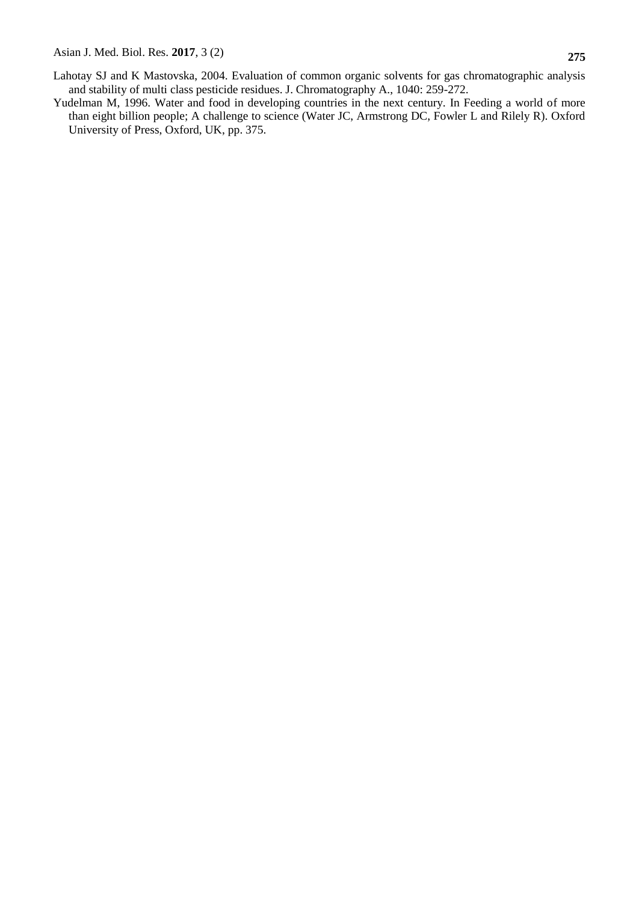Lahotay SJ and K Mastovska, 2004. Evaluation of common organic solvents for gas chromatographic analysis and stability of multi class pesticide residues. J. Chromatography A., 1040: 259-272.

Yudelman M, 1996. Water and food in developing countries in the next century. In Feeding a world of more than eight billion people; A challenge to science (Water JC, Armstrong DC, Fowler L and Rilely R). Oxford University of Press, Oxford, UK, pp. 375.